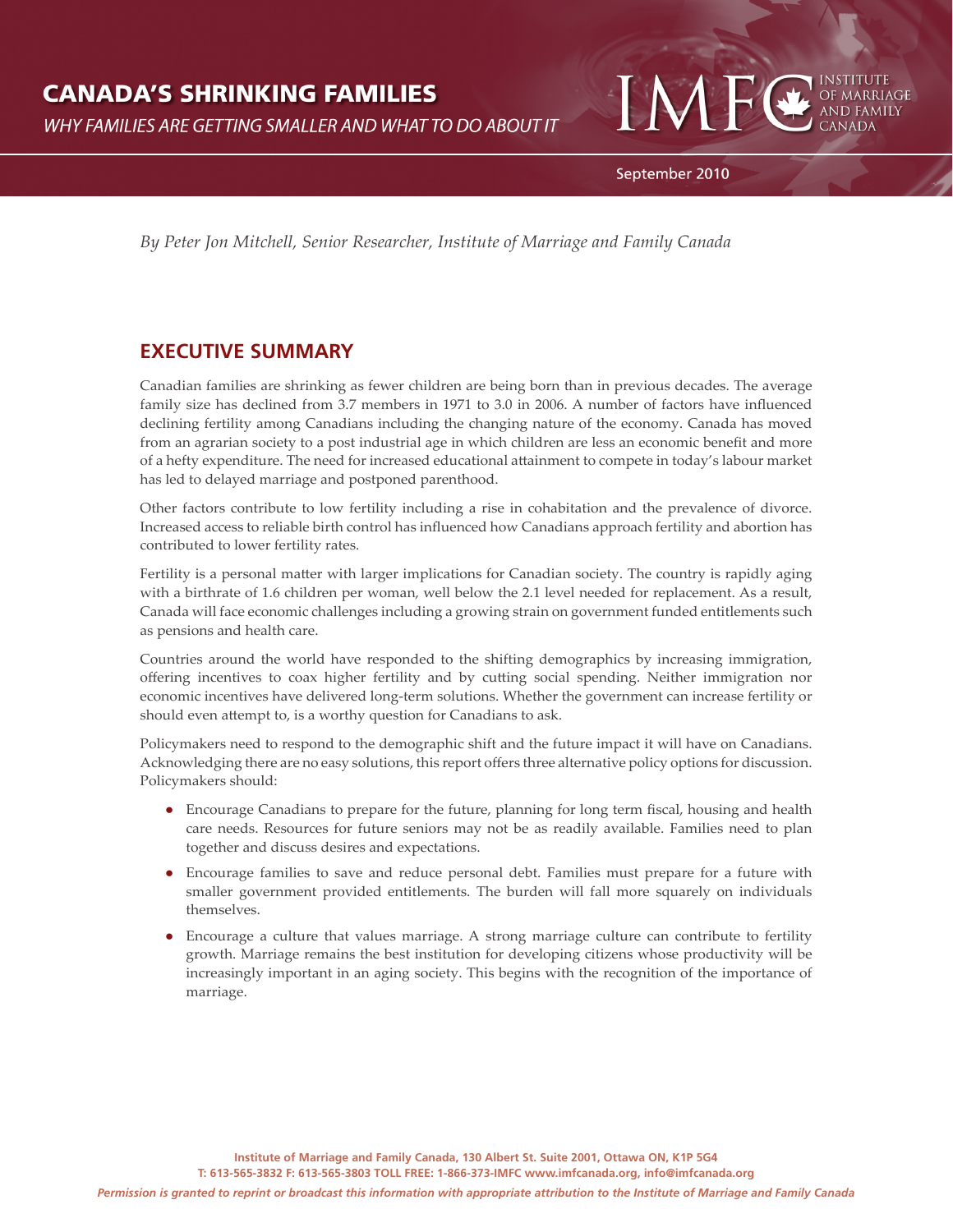# CANADA'S SHRINKING FAMILIES

*WHY FAMILIES ARE GETTING SMALLER AND WHAT TO DO ABOUT IT*

IMFC INSTITUTE OF MARRIAGE AND FAMILY CANADA

September 2010

*By Peter Jon Mitchell, Senior Researcher, Institute of Marriage and Family Canada*

## EXECUTIVE SUMMARY

Canadian families are shrinking as fewer children are being born than in previous decades. The average family size has declined from 3.7 members in 1971 to 3.0 in 2006. A number of factors have influenced declining fertility among Canadians including the changing nature of the economy. Canada has moved from an agrarian society to a post industrial age in which children are less an economic benefit and more of a hefty expenditure. The need for increased educational attainment to compete in today's labour market has led to delayed marriage and postponed parenthood.

Other factors contribute to low fertility including a rise in cohabitation and the prevalence of divorce. Increased access to reliable birth control has influenced how Canadians approach fertility and abortion has contributed to lower fertility rates.

Fertility is a personal matter with larger implications for Canadian society. The country is rapidly aging with a birthrate of 1.6 children per woman, well below the 2.1 level needed for replacement. As a result, Canada will face economic challenges including a growing strain on government funded entitlements such as pensions and health care.

Countries around the world have responded to the shifting demographics by increasing immigration, offering incentives to coax higher fertility and by cutting social spending. Neither immigration nor economic incentives have delivered long-term solutions. Whether the government can increase fertility or should even attempt to, is a worthy question for Canadians to ask.

Policymakers need to respond to the demographic shift and the future impact it will have on Canadians. Acknowledging there are no easy solutions, this report offers three alternative policy options for discussion. Policymakers should:

- Encourage Canadians to prepare for the future, planning for long term fiscal, housing and health care needs. Resources for future seniors may not be as readily available. Families need to plan together and discuss desires and expectations.
- Encourage families to save and reduce personal debt. Families must prepare for a future with smaller government provided entitlements. The burden will fall more squarely on individuals themselves.
- Encourage a culture that values marriage. A strong marriage culture can contribute to fertility growth. Marriage remains the best institution for developing citizens whose productivity will be increasingly important in an aging society. This begins with the recognition of the importance of marriage.

**Institute of Marriage and Family Canada, 130 Albert St. Suite 2001, Ottawa ON, K1P 5G4**
**T: 613-565-3832 F: 613-565-3803 TOLL FREE: 1-866-373-IMFC www.imfcanada.org, info@imfcanada.org**

***Permission is granted to reprint or broadcast this information with appropriate attribution to the Institute of Marriage and Family Canada***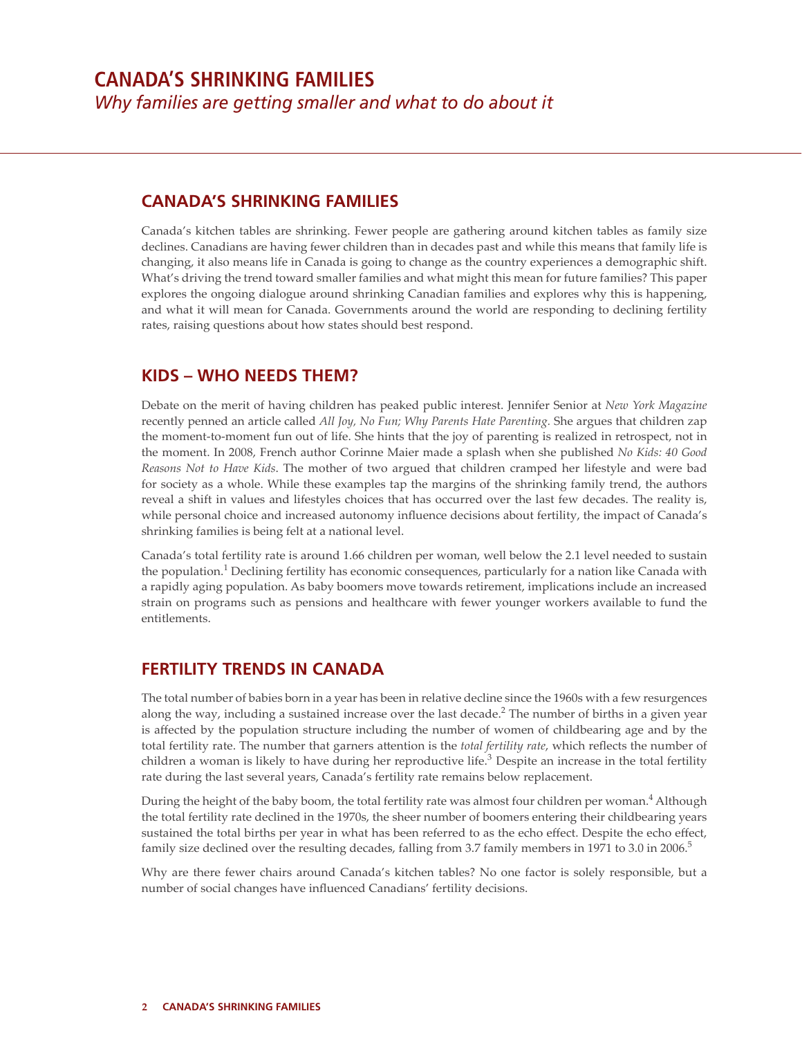# CANADA'S SHRINKING FAMILIES

*Why families are getting smaller and what to do about it*

## CANADA'S SHRINKING FAMILIES

Canada's kitchen tables are shrinking. Fewer people are gathering around kitchen tables as family size declines. Canadians are having fewer children than in decades past and while this means that family life is changing, it also means life in Canada is going to change as the country experiences a demographic shift. What's driving the trend toward smaller families and what might this mean for future families? This paper explores the ongoing dialogue around shrinking Canadian families and explores why this is happening, and what it will mean for Canada. Governments around the world are responding to declining fertility rates, raising questions about how states should best respond.

## KIDS – WHO NEEDS THEM?

Debate on the merit of having children has peaked public interest. Jennifer Senior at *New York Magazine* recently penned an article called *All Joy, No Fun; Why Parents Hate Parenting.* She argues that children zap the moment-to-moment fun out of life. She hints that the joy of parenting is realized in retrospect, not in the moment. In 2008, French author Corinne Maier made a splash when she published *No Kids: 40 Good Reasons Not to Have Kids*. The mother of two argued that children cramped her lifestyle and were bad for society as a whole. While these examples tap the margins of the shrinking family trend, the authors reveal a shift in values and lifestyles choices that has occurred over the last few decades. The reality is, while personal choice and increased autonomy influence decisions about fertility, the impact of Canada's shrinking families is being felt at a national level.

Canada's total fertility rate is around 1.66 children per woman, well below the 2.1 level needed to sustain the population.[1] Declining fertility has economic consequences, particularly for a nation like Canada with a rapidly aging population. As baby boomers move towards retirement, implications include an increased strain on programs such as pensions and healthcare with fewer younger workers available to fund the entitlements.

## FERTILITY TRENDS IN CANADA

The total number of babies born in a year has been in relative decline since the 1960s with a few resurgences along the way, including a sustained increase over the last decade.[2] The number of births in a given year is affected by the population structure including the number of women of childbearing age and by the total fertility rate. The number that garners attention is the *total fertility rate*, which reflects the number of children a woman is likely to have during her reproductive life.[3] Despite an increase in the total fertility rate during the last several years, Canada's fertility rate remains below replacement.

During the height of the baby boom, the total fertility rate was almost four children per woman.[4] Although the total fertility rate declined in the 1970s, the sheer number of boomers entering their childbearing years sustained the total births per year in what has been referred to as the echo effect. Despite the echo effect, family size declined over the resulting decades, falling from 3.7 family members in 1971 to 3.0 in 2006.[5]

Why are there fewer chairs around Canada's kitchen tables? No one factor is solely responsible, but a number of social changes have influenced Canadians' fertility decisions.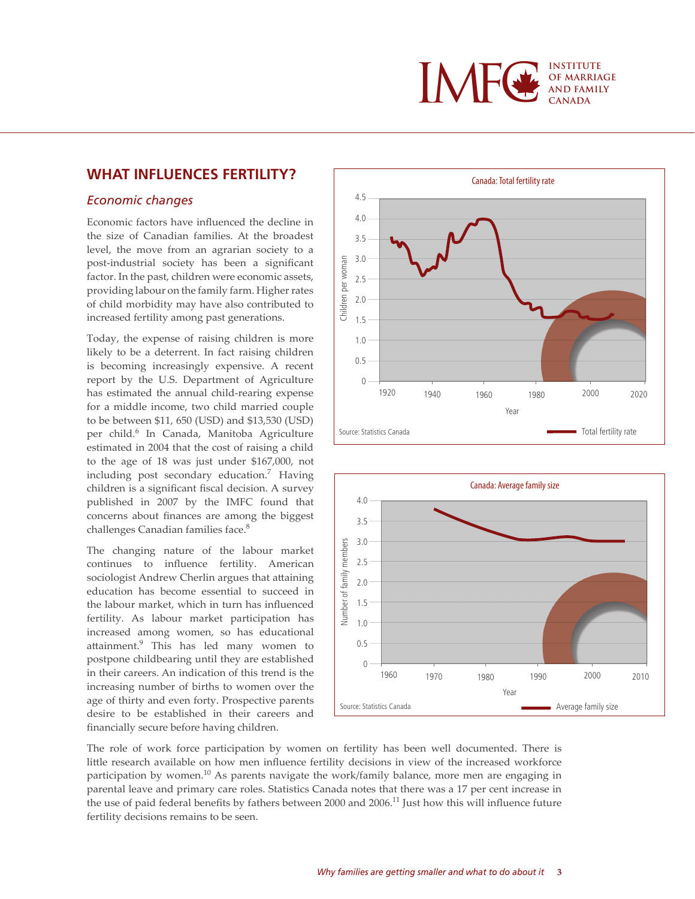## WHAT INFLUENCES FERTILITY?

### *Economic changes*

Economic factors have influenced the decline in the size of Canadian families. At the broadest level, the move from an agrarian society to a post-industrial society has been a significant factor. In the past, children were economic assets, providing labour on the family farm. Higher rates of child morbidity may have also contributed to increased fertility among past generations.

Today, the expense of raising children is more likely to be a deterrent. In fact raising children is becoming increasingly expensive. A recent report by the U.S. Department of Agriculture has estimated the annual child-rearing expense for a middle income, two child married couple to be between $11, 650 (USD) and $13,530 (USD) per child.[6] In Canada, Manitoba Agriculture estimated in 2004 that the cost of raising a child to the age of 18 was just under $167,000, not including post secondary education.[7] Having children is a significant fiscal decision. A survey published in 2007 by the IMFC found that concerns about finances are among the biggest challenges Canadian families face.[8]

The changing nature of the labour market continues to influence fertility. American sociologist Andrew Cherlin argues that attaining education has become essential to succeed in the labour market, which in turn has influenced fertility. As labour market participation has increased among women, so has educational attainment.[9] This has led many women to postpone childbearing until they are established in their careers. An indication of this trend is the increasing number of births to women over the age of thirty and even forty. Prospective parents desire to be established in their careers and financially secure before having children.

Canada: Total fertility rate

Source: Statistics Canada

Canada: Average family size

Source: Statistics Canada

The role of work force participation by women on fertility has been well documented. There is little research available on how men influence fertility decisions in view of the increased workforce participation by women.[10] As parents navigate the work/family balance, more men are engaging in parental leave and primary care roles. Statistics Canada notes that there was a 17 per cent increase in the use of paid federal benefits by fathers between 2000 and 2006.[11] Just how this will influence future fertility decisions remains to be seen.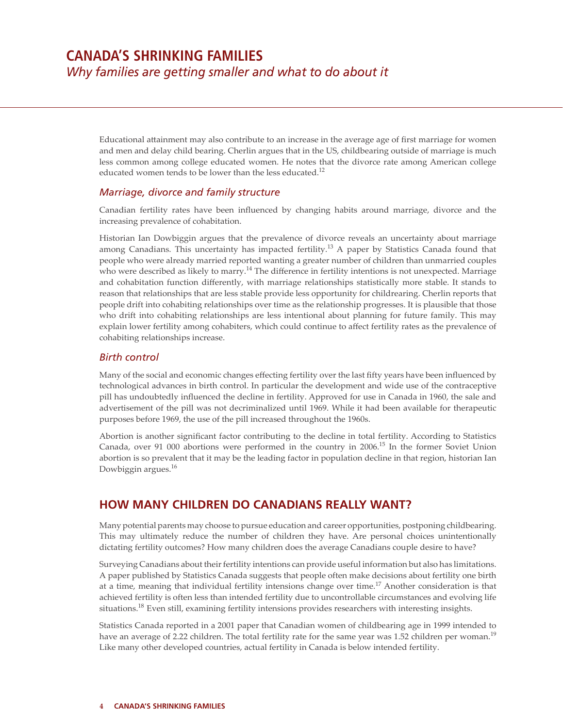Educational attainment may also contribute to an increase in the average age of first marriage for women and men and delay child bearing. Cherlin argues that in the US, childbearing outside of marriage is much less common among college educated women. He notes that the divorce rate among American college educated women tends to be lower than the less educated.[12]

### *Marriage, divorce and family structure*

Canadian fertility rates have been influenced by changing habits around marriage, divorce and the increasing prevalence of cohabitation.

Historian Ian Dowbiggin argues that the prevalence of divorce reveals an uncertainty about marriage among Canadians. This uncertainty has impacted fertility.[13] A paper by Statistics Canada found that people who were already married reported wanting a greater number of children than unmarried couples who were described as likely to marry.[14] The difference in fertility intentions is not unexpected. Marriage and cohabitation function differently, with marriage relationships statistically more stable. It stands to reason that relationships that are less stable provide less opportunity for childrearing. Cherlin reports that people drift into cohabiting relationships over time as the relationship progresses. It is plausible that those who drift into cohabiting relationships are less intentional about planning for future family. This may explain lower fertility among cohabiters, which could continue to affect fertility rates as the prevalence of cohabiting relationships increase.

### *Birth control*

Many of the social and economic changes effecting fertility over the last fifty years have been influenced by technological advances in birth control. In particular the development and wide use of the contraceptive pill has undoubtedly influenced the decline in fertility. Approved for use in Canada in 1960, the sale and advertisement of the pill was not decriminalized until 1969. While it had been available for therapeutic purposes before 1969, the use of the pill increased throughout the 1960s.

Abortion is another significant factor contributing to the decline in total fertility. According to Statistics Canada, over 91 000 abortions were performed in the country in 2006.[15] In the former Soviet Union abortion is so prevalent that it may be the leading factor in population decline in that region, historian Ian Dowbiggin argues.[16]

## HOW MANY CHILDREN DO CANADIANS REALLY WANT?

Many potential parents may choose to pursue education and career opportunities, postponing childbearing. This may ultimately reduce the number of children they have. Are personal choices unintentionally dictating fertility outcomes? How many children does the average Canadians couple desire to have?

Surveying Canadians about their fertility intentions can provide useful information but also has limitations. A paper published by Statistics Canada suggests that people often make decisions about fertility one birth at a time, meaning that individual fertility intensions change over time.[17] Another consideration is that achieved fertility is often less than intended fertility due to uncontrollable circumstances and evolving life situations.[18] Even still, examining fertility intensions provides researchers with interesting insights.

Statistics Canada reported in a 2001 paper that Canadian women of childbearing age in 1999 intended to have an average of 2.22 children. The total fertility rate for the same year was 1.52 children per woman.[19] Like many other developed countries, actual fertility in Canada is below intended fertility.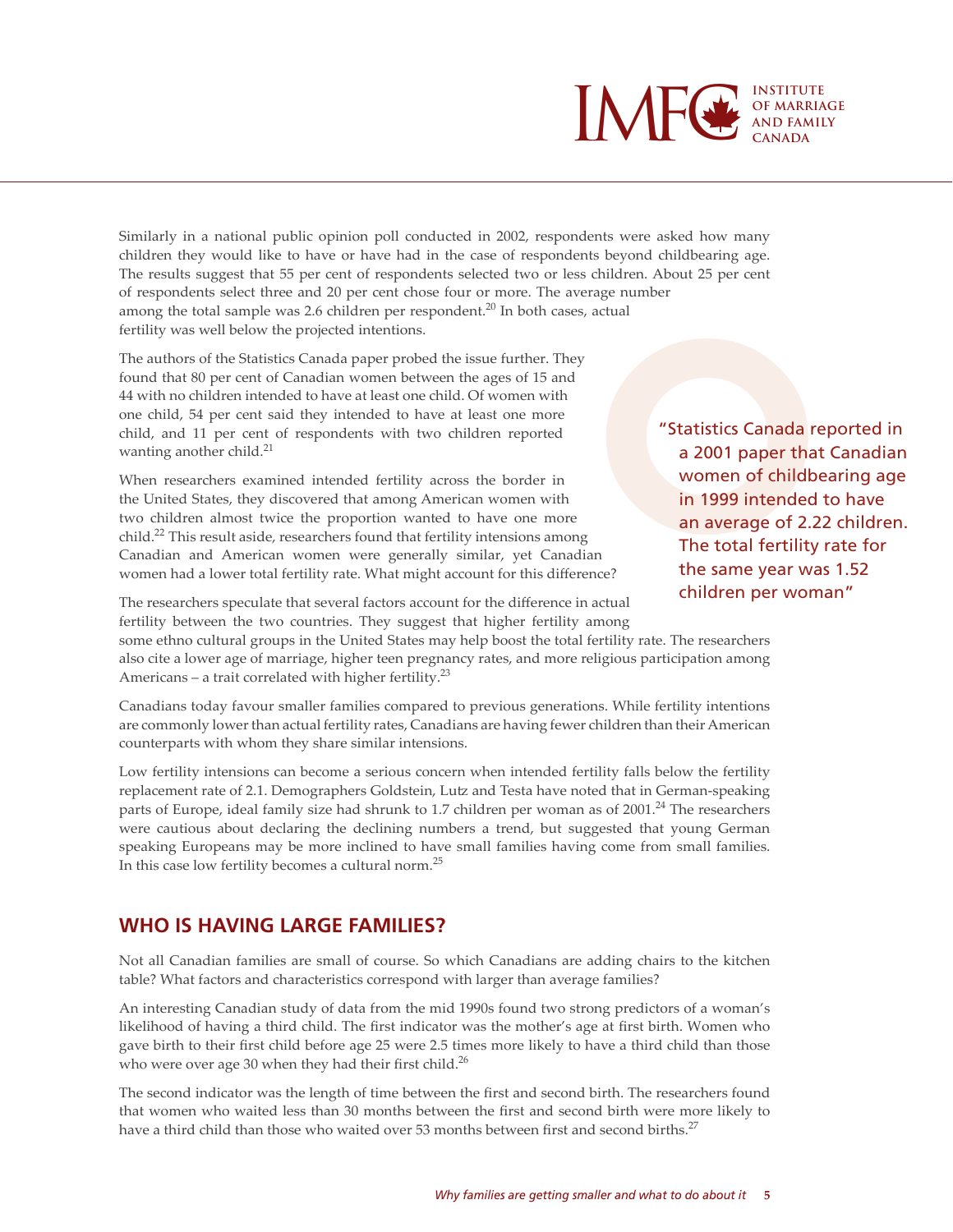Similarly in a national public opinion poll conducted in 2002, respondents were asked how many children they would like to have or have had in the case of respondents beyond childbearing age. The results suggest that 55 per cent of respondents selected two or less children. About 25 per cent of respondents select three and 20 per cent chose four or more. The average number among the total sample was 2.6 children per respondent.[20] In both cases, actual fertility was well below the projected intentions.

The authors of the Statistics Canada paper probed the issue further. They found that 80 per cent of Canadian women between the ages of 15 and 44 with no children intended to have at least one child. Of women with one child, 54 per cent said they intended to have at least one more child, and 11 per cent of respondents with two children reported wanting another child.[21]

> "Statistics Canada reported in a 2001 paper that Canadian women of childbearing age in 1999 intended to have an average of 2.22 children. The total fertility rate for the same year was 1.52 children per woman"

When researchers examined intended fertility across the border in the United States, they discovered that among American women with two children almost twice the proportion wanted to have one more child.[22] This result aside, researchers found that fertility intentions among Canadian and American women were generally similar, yet Canadian women had a lower total fertility rate. What might account for this difference?

The researchers speculate that several factors account for the difference in actual fertility between the two countries. They suggest that higher fertility among some ethno cultural groups in the United States may help boost the total fertility rate. The researchers also cite a lower age of marriage, higher teen pregnancy rates, and more religious participation among Americans – a trait correlated with higher fertility.[23]

Canadians today favour smaller families compared to previous generations. While fertility intentions are commonly lower than actual fertility rates, Canadians are having fewer children than their American counterparts with whom they share similar intensions.

Low fertility intensions can become a serious concern when intended fertility falls below the fertility replacement rate of 2.1. Demographers Goldstein, Lutz and Testa have noted that in German-speaking parts of Europe, ideal family size had shrunk to 1.7 children per woman as of 2001.[24] The researchers were cautious about declaring the declining numbers a trend, but suggested that young German speaking Europeans may be more inclined to have small families having come from small families. In this case low fertility becomes a cultural norm.[25]

## WHO IS HAVING LARGE FAMILIES?

Not all Canadian families are small of course. So which Canadians are adding chairs to the kitchen table? What factors and characteristics correspond with larger than average families?

An interesting Canadian study of data from the mid 1990s found two strong predictors of a woman's likelihood of having a third child. The first indicator was the mother's age at first birth. Women who gave birth to their first child before age 25 were 2.5 times more likely to have a third child than those who were over age 30 when they had their first child.[26]

The second indicator was the length of time between the first and second birth. The researchers found that women who waited less than 30 months between the first and second birth were more likely to have a third child than those who waited over 53 months between first and second births.[27]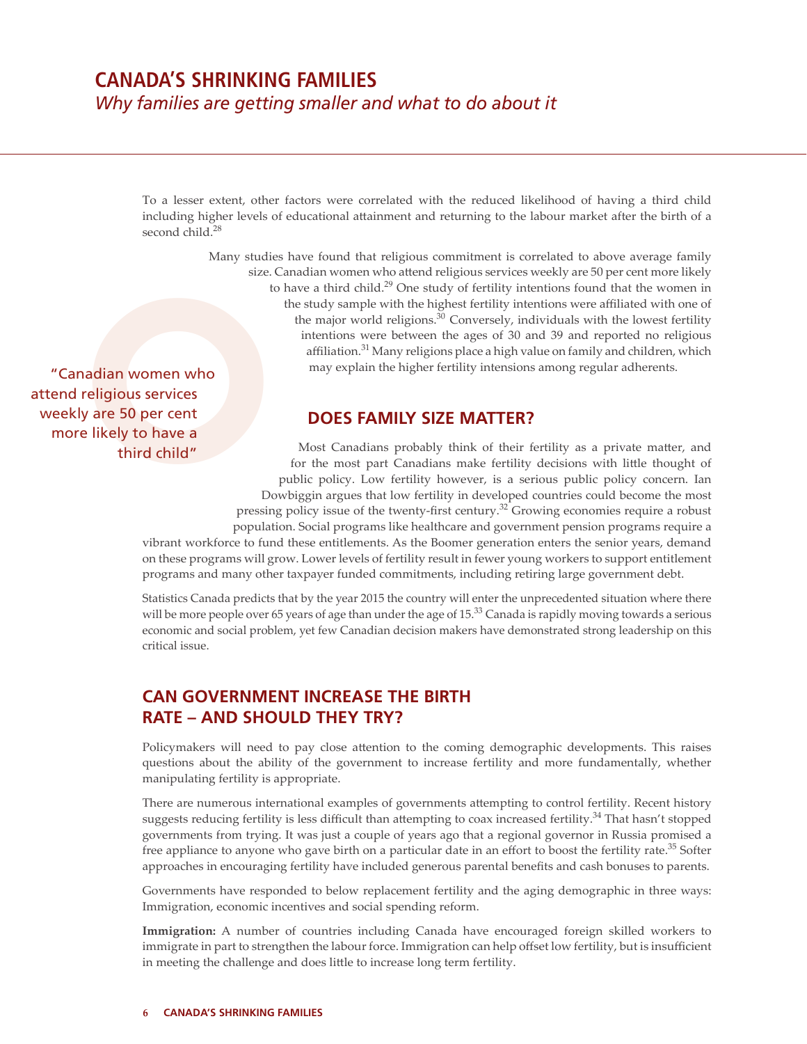To a lesser extent, other factors were correlated with the reduced likelihood of having a third child including higher levels of educational attainment and returning to the labour market after the birth of a second child.[28]

Many studies have found that religious commitment is correlated to above average family size. Canadian women who attend religious services weekly are 50 per cent more likely to have a third child.[29] One study of fertility intentions found that the women in the study sample with the highest fertility intentions were affiliated with one of the major world religions.[30] Conversely, individuals with the lowest fertility intentions were between the ages of 30 and 39 and reported no religious affiliation.[31] Many religions place a high value on family and children, which may explain the higher fertility intensions among regular adherents.

> "Canadian women who attend religious services weekly are 50 per cent more likely to have a third child"

## DOES FAMILY SIZE MATTER?

Most Canadians probably think of their fertility as a private matter, and for the most part Canadians make fertility decisions with little thought of public policy. Low fertility however, is a serious public policy concern. Ian Dowbiggin argues that low fertility in developed countries could become the most pressing policy issue of the twenty-first century.[32] Growing economies require a robust population. Social programs like healthcare and government pension programs require a vibrant workforce to fund these entitlements. As the Boomer generation enters the senior years, demand on these programs will grow. Lower levels of fertility result in fewer young workers to support entitlement programs and many other taxpayer funded commitments, including retiring large government debt.

Statistics Canada predicts that by the year 2015 the country will enter the unprecedented situation where there will be more people over 65 years of age than under the age of 15.[33] Canada is rapidly moving towards a serious economic and social problem, yet few Canadian decision makers have demonstrated strong leadership on this critical issue.

## CAN GOVERNMENT INCREASE THE BIRTH RATE – AND SHOULD THEY TRY?

Policymakers will need to pay close attention to the coming demographic developments. This raises questions about the ability of the government to increase fertility and more fundamentally, whether manipulating fertility is appropriate.

There are numerous international examples of governments attempting to control fertility. Recent history suggests reducing fertility is less difficult than attempting to coax increased fertility.[34] That hasn't stopped governments from trying. It was just a couple of years ago that a regional governor in Russia promised a free appliance to anyone who gave birth on a particular date in an effort to boost the fertility rate.[35] Softer approaches in encouraging fertility have included generous parental benefits and cash bonuses to parents.

Governments have responded to below replacement fertility and the aging demographic in three ways: Immigration, economic incentives and social spending reform.

**Immigration:** A number of countries including Canada have encouraged foreign skilled workers to immigrate in part to strengthen the labour force. Immigration can help offset low fertility, but is insufficient in meeting the challenge and does little to increase long term fertility.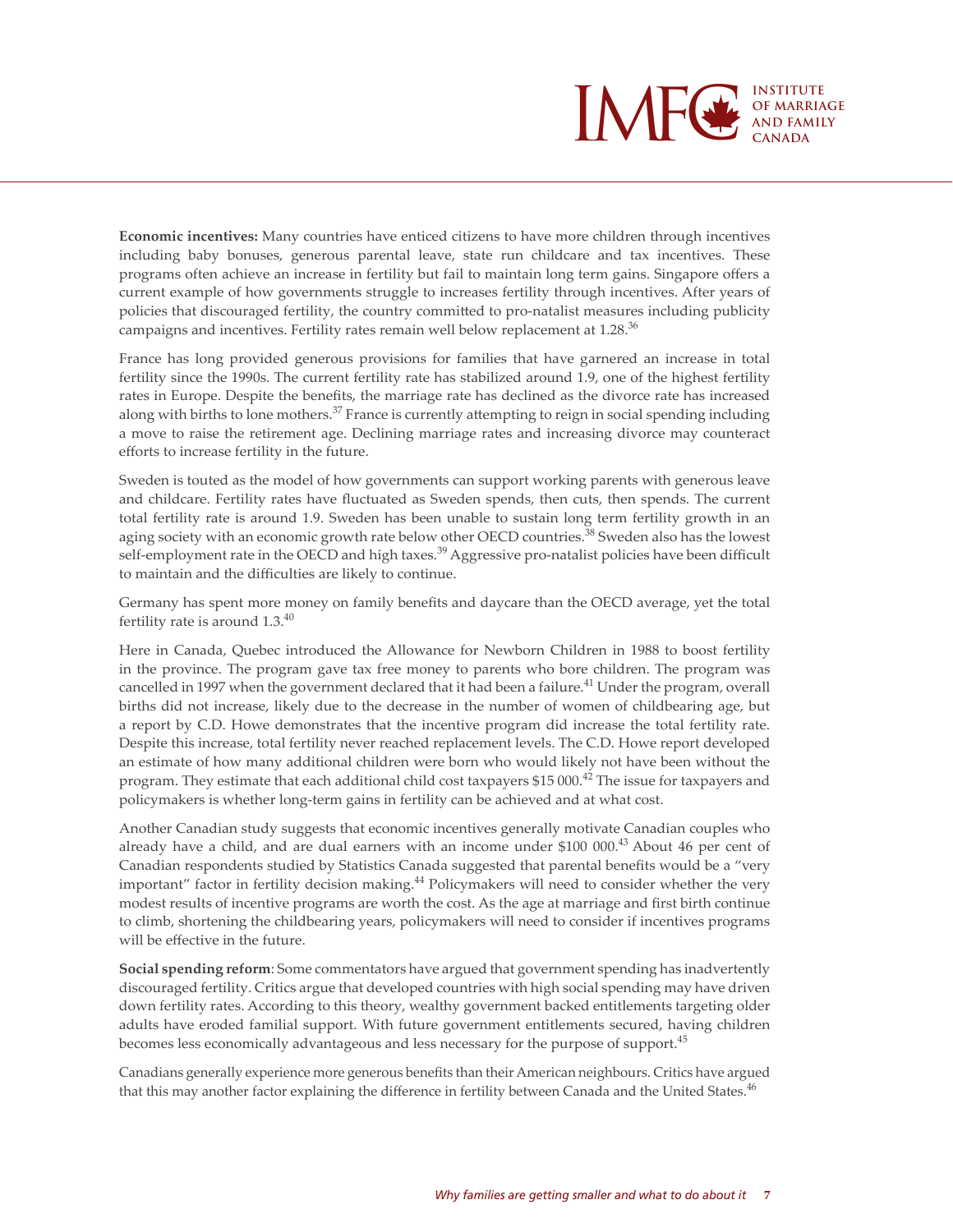**Economic incentives:** Many countries have enticed citizens to have more children through incentives including baby bonuses, generous parental leave, state run childcare and tax incentives. These programs often achieve an increase in fertility but fail to maintain long term gains. Singapore offers a current example of how governments struggle to increases fertility through incentives. After years of policies that discouraged fertility, the country committed to pro-natalist measures including publicity campaigns and incentives. Fertility rates remain well below replacement at 1.28.[36]

France has long provided generous provisions for families that have garnered an increase in total fertility since the 1990s. The current fertility rate has stabilized around 1.9, one of the highest fertility rates in Europe. Despite the benefits, the marriage rate has declined as the divorce rate has increased along with births to lone mothers.[37] France is currently attempting to reign in social spending including a move to raise the retirement age. Declining marriage rates and increasing divorce may counteract efforts to increase fertility in the future.

Sweden is touted as the model of how governments can support working parents with generous leave and childcare. Fertility rates have fluctuated as Sweden spends, then cuts, then spends. The current total fertility rate is around 1.9. Sweden has been unable to sustain long term fertility growth in an aging society with an economic growth rate below other OECD countries.[38] Sweden also has the lowest self-employment rate in the OECD and high taxes.[39] Aggressive pro-natalist policies have been difficult to maintain and the difficulties are likely to continue.

Germany has spent more money on family benefits and daycare than the OECD average, yet the total fertility rate is around 1.3.[40]

Here in Canada, Quebec introduced the Allowance for Newborn Children in 1988 to boost fertility in the province. The program gave tax free money to parents who bore children. The program was cancelled in 1997 when the government declared that it had been a failure.[41] Under the program, overall births did not increase, likely due to the decrease in the number of women of childbearing age, but a report by C.D. Howe demonstrates that the incentive program did increase the total fertility rate. Despite this increase, total fertility never reached replacement levels. The C.D. Howe report developed an estimate of how many additional children were born who would likely not have been without the program. They estimate that each additional child cost taxpayers $15 000.[42] The issue for taxpayers and policymakers is whether long-term gains in fertility can be achieved and at what cost.

Another Canadian study suggests that economic incentives generally motivate Canadian couples who already have a child, and are dual earners with an income under $100 000.[43] About 46 per cent of Canadian respondents studied by Statistics Canada suggested that parental benefits would be a "very important" factor in fertility decision making.[44] Policymakers will need to consider whether the very modest results of incentive programs are worth the cost. As the age at marriage and first birth continue to climb, shortening the childbearing years, policymakers will need to consider if incentives programs will be effective in the future.

**Social spending reform**: Some commentators have argued that government spending has inadvertently discouraged fertility. Critics argue that developed countries with high social spending may have driven down fertility rates. According to this theory, wealthy government backed entitlements targeting older adults have eroded familial support. With future government entitlements secured, having children becomes less economically advantageous and less necessary for the purpose of support.[45]

Canadians generally experience more generous benefits than their American neighbours. Critics have argued that this may another factor explaining the difference in fertility between Canada and the United States.[46]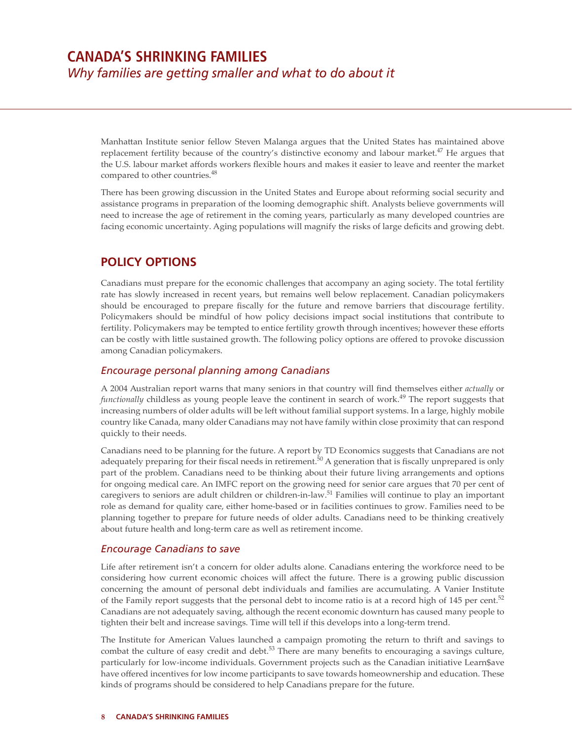Manhattan Institute senior fellow Steven Malanga argues that the United States has maintained above replacement fertility because of the country's distinctive economy and labour market.[47] He argues that the U.S. labour market affords workers flexible hours and makes it easier to leave and reenter the market compared to other countries.[48]

There has been growing discussion in the United States and Europe about reforming social security and assistance programs in preparation of the looming demographic shift. Analysts believe governments will need to increase the age of retirement in the coming years, particularly as many developed countries are facing economic uncertainty. Aging populations will magnify the risks of large deficits and growing debt.

## POLICY OPTIONS

Canadians must prepare for the economic challenges that accompany an aging society. The total fertility rate has slowly increased in recent years, but remains well below replacement. Canadian policymakers should be encouraged to prepare fiscally for the future and remove barriers that discourage fertility. Policymakers should be mindful of how policy decisions impact social institutions that contribute to fertility. Policymakers may be tempted to entice fertility growth through incentives; however these efforts can be costly with little sustained growth. The following policy options are offered to provoke discussion among Canadian policymakers.

### *Encourage personal planning among Canadians*

A 2004 Australian report warns that many seniors in that country will find themselves either *actually* or *functionally* childless as young people leave the continent in search of work.[49] The report suggests that increasing numbers of older adults will be left without familial support systems. In a large, highly mobile country like Canada, many older Canadians may not have family within close proximity that can respond quickly to their needs.

Canadians need to be planning for the future. A report by TD Economics suggests that Canadians are not adequately preparing for their fiscal needs in retirement.[50] A generation that is fiscally unprepared is only part of the problem. Canadians need to be thinking about their future living arrangements and options for ongoing medical care. An IMFC report on the growing need for senior care argues that 70 per cent of caregivers to seniors are adult children or children-in-law.[51] Families will continue to play an important role as demand for quality care, either home-based or in facilities continues to grow. Families need to be planning together to prepare for future needs of older adults. Canadians need to be thinking creatively about future health and long-term care as well as retirement income.

### *Encourage Canadians to save*

Life after retirement isn't a concern for older adults alone. Canadians entering the workforce need to be considering how current economic choices will affect the future. There is a growing public discussion concerning the amount of personal debt individuals and families are accumulating. A Vanier Institute of the Family report suggests that the personal debt to income ratio is at a record high of 145 per cent.[52] Canadians are not adequately saving, although the recent economic downturn has caused many people to tighten their belt and increase savings. Time will tell if this develops into a long-term trend.

The Institute for American Values launched a campaign promoting the return to thrift and savings to combat the culture of easy credit and debt.[53] There are many benefits to encouraging a savings culture, particularly for low-income individuals. Government projects such as the Canadian initiative Learn$ave have offered incentives for low income participants to save towards homeownership and education. These kinds of programs should be considered to help Canadians prepare for the future.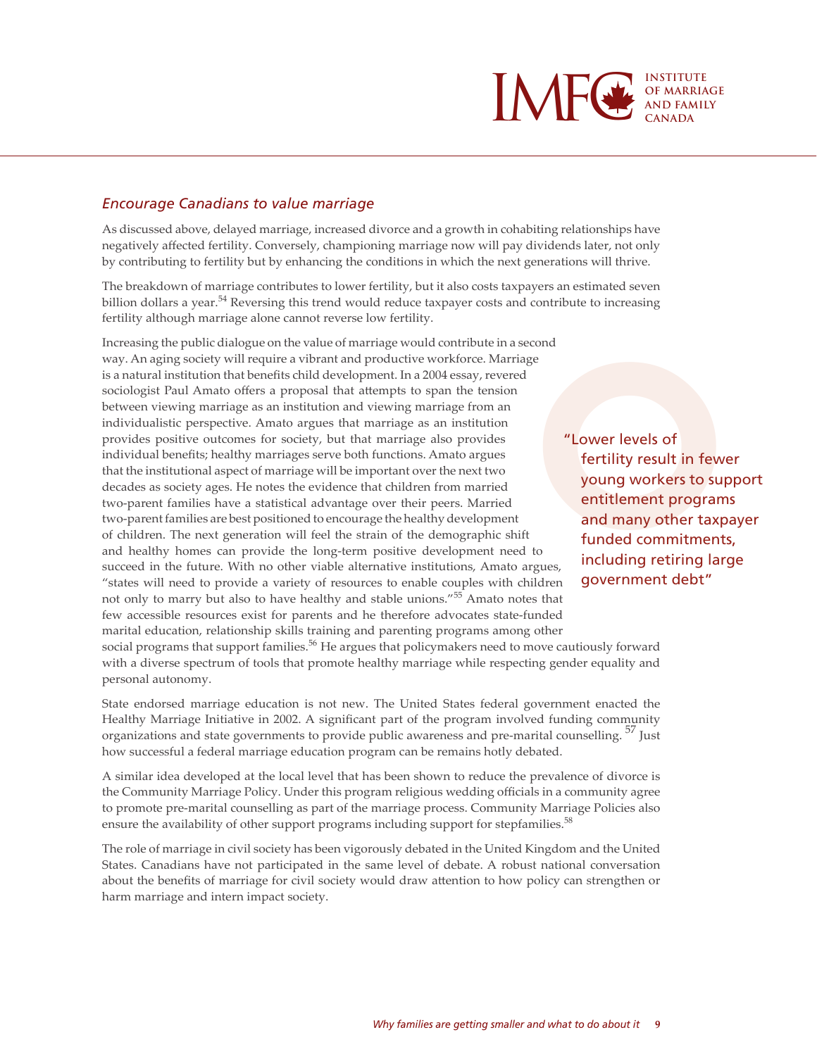### *Encourage Canadians to value marriage*

As discussed above, delayed marriage, increased divorce and a growth in cohabiting relationships have negatively affected fertility. Conversely, championing marriage now will pay dividends later, not only by contributing to fertility but by enhancing the conditions in which the next generations will thrive.

The breakdown of marriage contributes to lower fertility, but it also costs taxpayers an estimated seven billion dollars a year.[54] Reversing this trend would reduce taxpayer costs and contribute to increasing fertility although marriage alone cannot reverse low fertility.

Increasing the public dialogue on the value of marriage would contribute in a second way. An aging society will require a vibrant and productive workforce. Marriage is a natural institution that benefits child development. In a 2004 essay, revered sociologist Paul Amato offers a proposal that attempts to span the tension between viewing marriage as an institution and viewing marriage from an individualistic perspective. Amato argues that marriage as an institution provides positive outcomes for society, but that marriage also provides individual benefits; healthy marriages serve both functions. Amato argues that the institutional aspect of marriage will be important over the next two decades as society ages. He notes the evidence that children from married two-parent families have a statistical advantage over their peers. Married two-parent families are best positioned to encourage the healthy development of children. The next generation will feel the strain of the demographic shift and healthy homes can provide the long-term positive development need to succeed in the future. With no other viable alternative institutions, Amato argues, "states will need to provide a variety of resources to enable couples with children not only to marry but also to have healthy and stable unions."[55] Amato notes that few accessible resources exist for parents and he therefore advocates state-funded marital education, relationship skills training and parenting programs among other social programs that support families.[56] He argues that policymakers need to move cautiously forward with a diverse spectrum of tools that promote healthy marriage while respecting gender equality and personal autonomy.

> "Lower levels of fertility result in fewer young workers to support entitlement programs and many other taxpayer funded commitments, including retiring large government debt"

State endorsed marriage education is not new. The United States federal government enacted the Healthy Marriage Initiative in 2002. A significant part of the program involved funding community organizations and state governments to provide public awareness and pre-marital counselling.[57] Just how successful a federal marriage education program can be remains hotly debated.

A similar idea developed at the local level that has been shown to reduce the prevalence of divorce is the Community Marriage Policy. Under this program religious wedding officials in a community agree to promote pre-marital counselling as part of the marriage process. Community Marriage Policies also ensure the availability of other support programs including support for stepfamilies.[58]

The role of marriage in civil society has been vigorously debated in the United Kingdom and the United States. Canadians have not participated in the same level of debate. A robust national conversation about the benefits of marriage for civil society would draw attention to how policy can strengthen or harm marriage and intern impact society.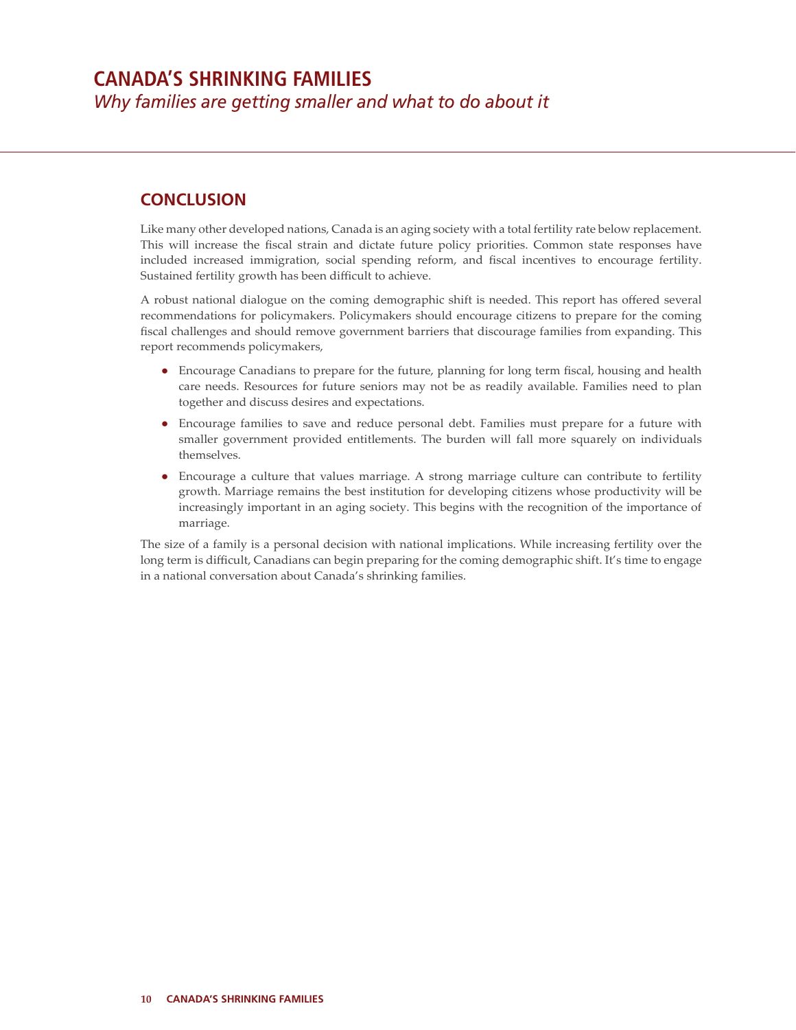## CONCLUSION

Like many other developed nations, Canada is an aging society with a total fertility rate below replacement. This will increase the fiscal strain and dictate future policy priorities. Common state responses have included increased immigration, social spending reform, and fiscal incentives to encourage fertility. Sustained fertility growth has been difficult to achieve.

A robust national dialogue on the coming demographic shift is needed. This report has offered several recommendations for policymakers. Policymakers should encourage citizens to prepare for the coming fiscal challenges and should remove government barriers that discourage families from expanding. This report recommends policymakers,

- Encourage Canadians to prepare for the future, planning for long term fiscal, housing and health care needs. Resources for future seniors may not be as readily available. Families need to plan together and discuss desires and expectations.
- Encourage families to save and reduce personal debt. Families must prepare for a future with smaller government provided entitlements. The burden will fall more squarely on individuals themselves.
- Encourage a culture that values marriage. A strong marriage culture can contribute to fertility growth. Marriage remains the best institution for developing citizens whose productivity will be increasingly important in an aging society. This begins with the recognition of the importance of marriage.

The size of a family is a personal decision with national implications. While increasing fertility over the long term is difficult, Canadians can begin preparing for the coming demographic shift. It's time to engage in a national conversation about Canada's shrinking families.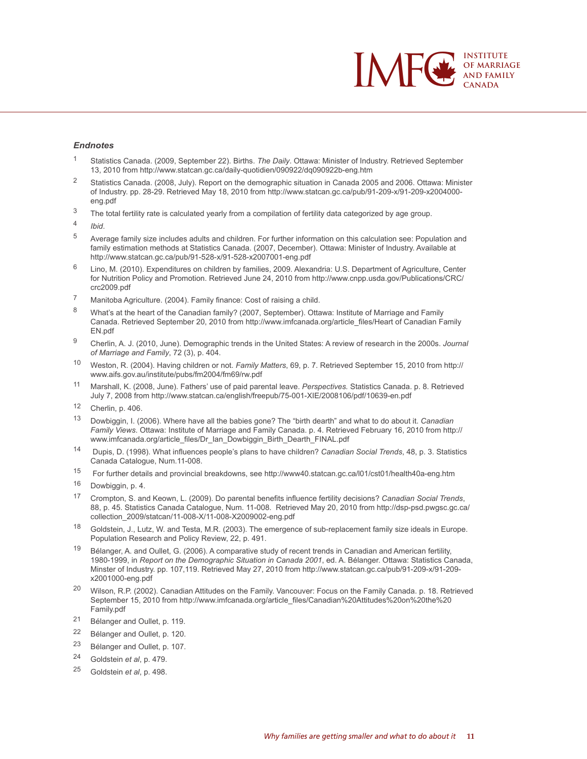### *Endnotes*

1. Statistics Canada. (2009, September 22). Births. *The Daily*. Ottawa: Minister of Industry. Retrieved September 13, 2010 from http://www.statcan.gc.ca/daily-quotidien/090922/dq090922b-eng.htm
2. Statistics Canada. (2008, July). Report on the demographic situation in Canada 2005 and 2006. Ottawa: Minister of Industry. pp. 28-29. Retrieved May 18, 2010 from http://www.statcan.gc.ca/pub/91-209-x/91-209-x2004000-eng.pdf
3. The total fertility rate is calculated yearly from a compilation of fertility data categorized by age group.
4. *Ibid*.
5. Average family size includes adults and children. For further information on this calculation see: Population and family estimation methods at Statistics Canada. (2007, December). Ottawa: Minister of Industry. Available at http://www.statcan.gc.ca/pub/91-528-x/91-528-x2007001-eng.pdf
6. Lino, M. (2010). Expenditures on children by families, 2009. Alexandria: U.S. Department of Agriculture, Center for Nutrition Policy and Promotion. Retrieved June 24, 2010 from http://www.cnpp.usda.gov/Publications/CRC/crc2009.pdf
7. Manitoba Agriculture. (2004). Family finance: Cost of raising a child.
8. What's at the heart of the Canadian family? (2007, September). Ottawa: Institute of Marriage and Family Canada. Retrieved September 20, 2010 from http://www.imfcanada.org/article_files/Heart of Canadian Family EN.pdf
9. Cherlin, A. J. (2010, June). Demographic trends in the United States: A review of research in the 2000s. *Journal of Marriage and Family*, 72 (3), p. 404.
10. Weston, R. (2004). Having children or not. *Family Matters*, 69, p. 7. Retrieved September 15, 2010 from http://www.aifs.gov.au/institute/pubs/fm2004/fm69/rw.pdf
11. Marshall, K. (2008, June). Fathers' use of paid parental leave. *Perspectives.* Statistics Canada. p. 8. Retrieved July 7, 2008 from http://www.statcan.ca/english/freepub/75-001-XIE/2008106/pdf/10639-en.pdf
12. Cherlin, p. 406.
13. Dowbiggin, I. (2006). Where have all the babies gone? The "birth dearth" and what to do about it. *Canadian Family Views*. Ottawa: Institute of Marriage and Family Canada. p. 4. Retrieved February 16, 2010 from http://www.imfcanada.org/article_files/Dr_Ian_Dowbiggin_Birth_Dearth_FINAL.pdf
14. Dupis, D. (1998). What influences people's plans to have children? *Canadian Social Trends*, 48, p. 3. Statistics Canada Catalogue, Num.11-008.
15. For further details and provincial breakdowns, see http://www40.statcan.gc.ca/l01/cst01/health40a-eng.htm
16. Dowbiggin, p. 4.
17. Crompton, S. and Keown, L. (2009). Do parental benefits influence fertility decisions? *Canadian Social Trends*, 88, p. 45. Statistics Canada Catalogue, Num. 11-008. Retrieved May 20, 2010 from http://dsp-psd.pwgsc.gc.ca/collection_2009/statcan/11-008-X/11-008-X2009002-eng.pdf
18. Goldstein, J., Lutz, W. and Testa, M.R. (2003). The emergence of sub-replacement family size ideals in Europe. Population Research and Policy Review, 22, p. 491.
19. Bélanger, A. and Oullet, G. (2006). A comparative study of recent trends in Canadian and American fertility, 1980-1999, in *Report on the Demographic Situation in Canada 2001*, ed. A. Bélanger. Ottawa: Statistics Canada, Minster of Industry. pp. 107,119. Retrieved May 27, 2010 from http://www.statcan.gc.ca/pub/91-209-x/91-209-x2001000-eng.pdf
20. Wilson, R.P. (2002). Canadian Attitudes on the Family. Vancouver: Focus on the Family Canada. p. 18. Retrieved September 15, 2010 from http://www.imfcanada.org/article_files/Canadian%20Attitudes%20on%20the%20Family.pdf
21. Bélanger and Oullet, p. 119.
22. Bélanger and Oullet, p. 120.
23. Bélanger and Oullet, p. 107.
24. Goldstein *et al*, p. 479.
25. Goldstein *et al*, p. 498.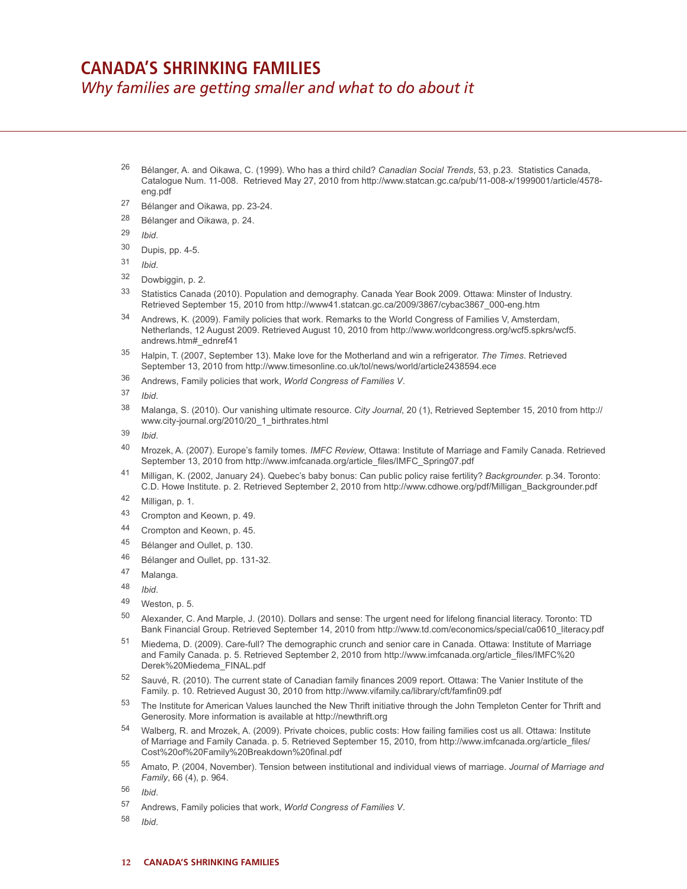[26] Bélanger, A. and Oikawa, C. (1999). Who has a third child? *Canadian Social Trends*, 53, p.23. Statistics Canada, Catalogue Num. 11-008. Retrieved May 27, 2010 from http://www.statcan.gc.ca/pub/11-008-x/1999001/article/4578-eng.pdf

[27] Bélanger and Oikawa, pp. 23-24.

[28] Bélanger and Oikawa, p. 24.

[29] *Ibid*.

[30] Dupis, pp. 4-5.

[31] *Ibid*.

[32] Dowbiggin, p. 2.

[33] Statistics Canada (2010). Population and demography. Canada Year Book 2009. Ottawa: Minster of Industry. Retrieved September 15, 2010 from http://www41.statcan.gc.ca/2009/3867/cybac3867_000-eng.htm

[34] Andrews, K. (2009). Family policies that work. Remarks to the World Congress of Families V, Amsterdam, Netherlands, 12 August 2009. Retrieved August 10, 2010 from http://www.worldcongress.org/wcf5.spkrs/wcf5.andrews.htm#_ednref41

[35] Halpin, T. (2007, September 13). Make love for the Motherland and win a refrigerator. *The Times*. Retrieved September 13, 2010 from http://www.timesonline.co.uk/tol/news/world/article2438594.ece

[36] Andrews, Family policies that work, *World Congress of Families V*.

[37] *Ibid*.

[38] Malanga, S. (2010). Our vanishing ultimate resource. *City Journal*, 20 (1), Retrieved September 15, 2010 from http://www.city-journal.org/2010/20_1_birthrates.html

[39] *Ibid*.

[40] Mrozek, A. (2007). Europe's family tomes. *IMFC Review*, Ottawa: Institute of Marriage and Family Canada. Retrieved September 13, 2010 from http://www.imfcanada.org/article_files/IMFC_Spring07.pdf

[41] Milligan, K. (2002, January 24). Quebec's baby bonus: Can public policy raise fertility? *Backgrounder.* p.34. Toronto: C.D. Howe Institute. p. 2. Retrieved September 2, 2010 from http://www.cdhowe.org/pdf/Milligan_Backgrounder.pdf

[42] Milligan, p. 1.

[43] Crompton and Keown, p. 49.

[44] Crompton and Keown, p. 45.

[45] Bélanger and Oullet, p. 130.

[46] Bélanger and Oullet, pp. 131-32.

[47] Malanga.

[48] *Ibid*.

[49] Weston, p. 5.

[50] Alexander, C. And Marple, J. (2010). Dollars and sense: The urgent need for lifelong financial literacy. Toronto: TD Bank Financial Group. Retrieved September 14, 2010 from http://www.td.com/economics/special/ca0610_literacy.pdf

[51] Miedema, D. (2009). Care-full? The demographic crunch and senior care in Canada. Ottawa: Institute of Marriage and Family Canada. p. 5. Retrieved September 2, 2010 from http://www.imfcanada.org/article_files/IMFC%20Derek%20Miedema_FINAL.pdf

[52] Sauvé, R. (2010). The current state of Canadian family finances 2009 report. Ottawa: The Vanier Institute of the Family. p. 10. Retrieved August 30, 2010 from http://www.vifamily.ca/library/cft/famfin09.pdf

[53] The Institute for American Values launched the New Thrift initiative through the John Templeton Center for Thrift and Generosity. More information is available at http://newthrift.org

[54] Walberg, R. and Mrozek, A. (2009). Private choices, public costs: How failing families cost us all. Ottawa: Institute of Marriage and Family Canada. p. 5. Retrieved September 15, 2010, from http://www.imfcanada.org/article_files/Cost%20of%20Family%20Breakdown%20final.pdf

[55] Amato, P. (2004, November). Tension between institutional and individual views of marriage. *Journal of Marriage and Family*, 66 (4), p. 964.

[56] *Ibid*.

[57] Andrews, Family policies that work, *World Congress of Families V*.

[58] *Ibid*.